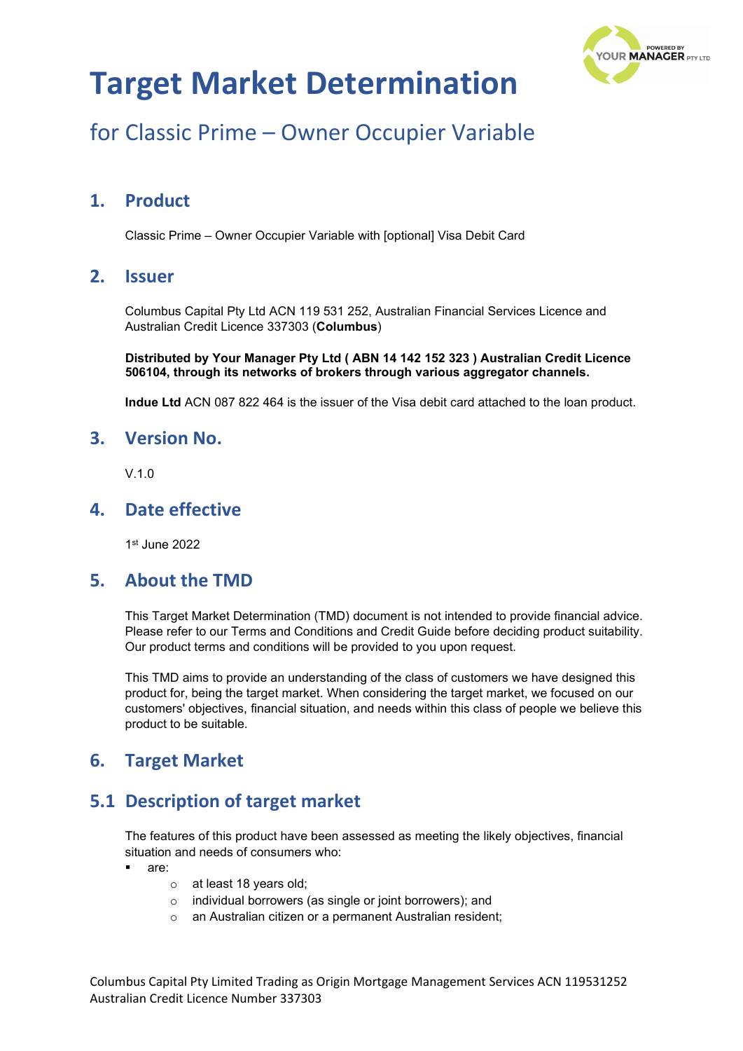# Target Market Determination

## for Classic Prime – Owner Occupier Variable

## 1. Product

Classic Prime – Owner Occupier Variable with [optional] Visa Debit Card

## 2. Issuer

Columbus Capital Pty Ltd ACN 119 531 252, Australian Financial Services Licence and Australian Credit Licence 337303 (**Columbus**)

**Distributed by Your Manager Pty Ltd ( ABN 14 142 152 323 ) Australian Credit Licence 506104, through its networks of brokers through various aggregator channels.**

**Indue Ltd** ACN 087 822 464 is the issuer of the Visa debit card attached to the loan product.

## 3. Version No.

V.1.0

## 4. Date effective

1st June 2022

## 5. About the TMD

This Target Market Determination (TMD) document is not intended to provide financial advice. Please refer to our Terms and Conditions and Credit Guide before deciding product suitability. Our product terms and conditions will be provided to you upon request.

This TMD aims to provide an understanding of the class of customers we have designed this product for, being the target market. When considering the target market, we focused on our customers' objectives, financial situation, and needs within this class of people we believe this product to be suitable.

## 6. Target Market

## 5.1 Description of target market

The features of this product have been assessed as meeting the likely objectives, financial situation and needs of consumers who:

- are:
  - at least 18 years old;
  - individual borrowers (as single or joint borrowers); and
  - an Australian citizen or a permanent Australian resident;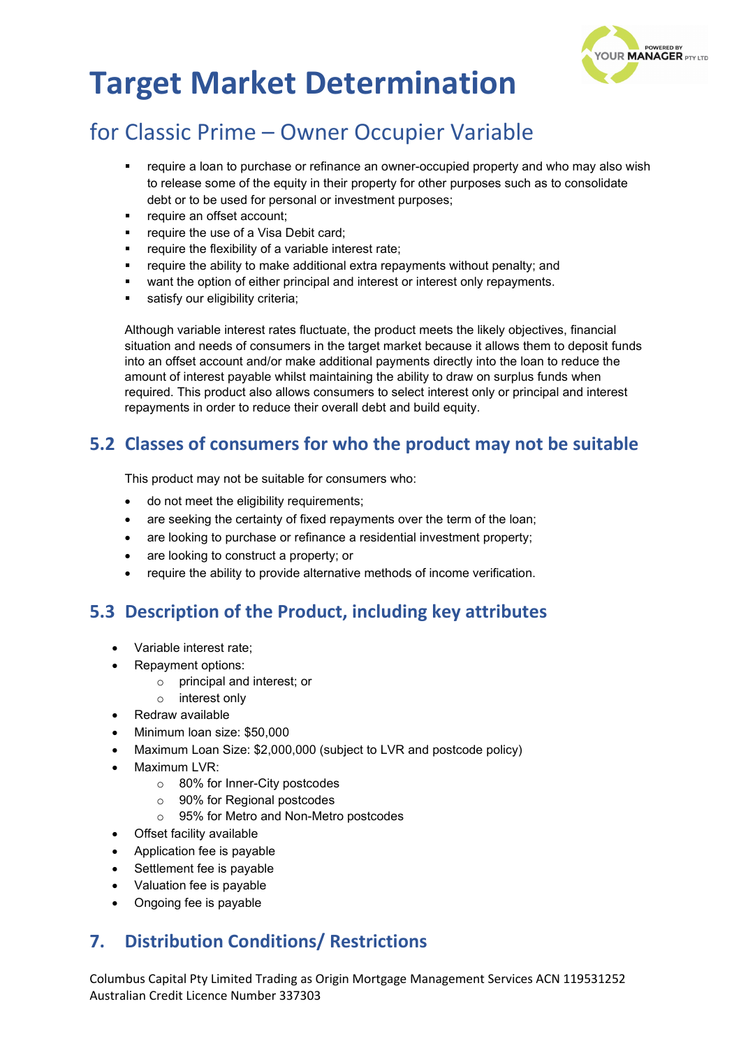# Target Market Determination

## for Classic Prime – Owner Occupier Variable

- require a loan to purchase or refinance an owner-occupied property and who may also wish to release some of the equity in their property for other purposes such as to consolidate debt or to be used for personal or investment purposes;
- require an offset account;
- require the use of a Visa Debit card;
- require the flexibility of a variable interest rate;
- require the ability to make additional extra repayments without penalty; and
- want the option of either principal and interest or interest only repayments.
- satisfy our eligibility criteria;

Although variable interest rates fluctuate, the product meets the likely objectives, financial situation and needs of consumers in the target market because it allows them to deposit funds into an offset account and/or make additional payments directly into the loan to reduce the amount of interest payable whilst maintaining the ability to draw on surplus funds when required. This product also allows consumers to select interest only or principal and interest repayments in order to reduce their overall debt and build equity.

## 5.2 Classes of consumers for who the product may not be suitable

This product may not be suitable for consumers who:

- do not meet the eligibility requirements;
- are seeking the certainty of fixed repayments over the term of the loan;
- are looking to purchase or refinance a residential investment property;
- are looking to construct a property; or
- require the ability to provide alternative methods of income verification.

## 5.3 Description of the Product, including key attributes

- Variable interest rate;
- Repayment options:
  - principal and interest; or
  - interest only
- Redraw available
- Minimum loan size: $50,000
- Maximum Loan Size: $2,000,000 (subject to LVR and postcode policy)
- Maximum LVR:
  - 80% for Inner-City postcodes
  - 90% for Regional postcodes
  - 95% for Metro and Non-Metro postcodes
- Offset facility available
- Application fee is payable
- Settlement fee is payable
- Valuation fee is payable
- Ongoing fee is payable

## 7. Distribution Conditions/ Restrictions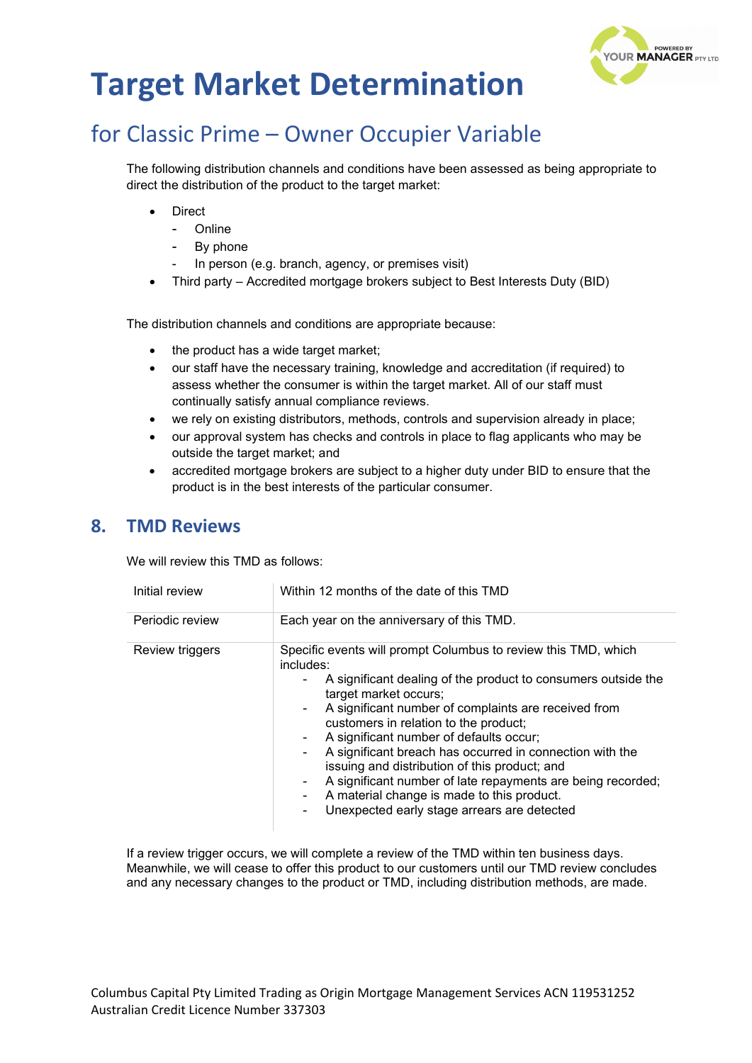# Target Market Determination

## for Classic Prime – Owner Occupier Variable

The following distribution channels and conditions have been assessed as being appropriate to direct the distribution of the product to the target market:

- Direct
  - Online
  - By phone
  - In person (e.g. branch, agency, or premises visit)
- Third party – Accredited mortgage brokers subject to Best Interests Duty (BID)

The distribution channels and conditions are appropriate because:

- the product has a wide target market;
- our staff have the necessary training, knowledge and accreditation (if required) to assess whether the consumer is within the target market. All of our staff must continually satisfy annual compliance reviews.
- we rely on existing distributors, methods, controls and supervision already in place;
- our approval system has checks and controls in place to flag applicants who may be outside the target market; and
- accredited mortgage brokers are subject to a higher duty under BID to ensure that the product is in the best interests of the particular consumer.

## 8. TMD Reviews

We will review this TMD as follows:

| | |
|---|---|
| Initial review | Within 12 months of the date of this TMD |
| Periodic review | Each year on the anniversary of this TMD. |
| Review triggers | Specific events will prompt Columbus to review this TMD, which includes:<br>- A significant dealing of the product to consumers outside the target market occurs;<br>- A significant number of complaints are received from customers in relation to the product;<br>- A significant number of defaults occur;<br>- A significant breach has occurred in connection with the issuing and distribution of this product; and<br>- A significant number of late repayments are being recorded;<br>- A material change is made to this product.<br>- Unexpected early stage arrears are detected |

If a review trigger occurs, we will complete a review of the TMD within ten business days. Meanwhile, we will cease to offer this product to our customers until our TMD review concludes and any necessary changes to the product or TMD, including distribution methods, are made.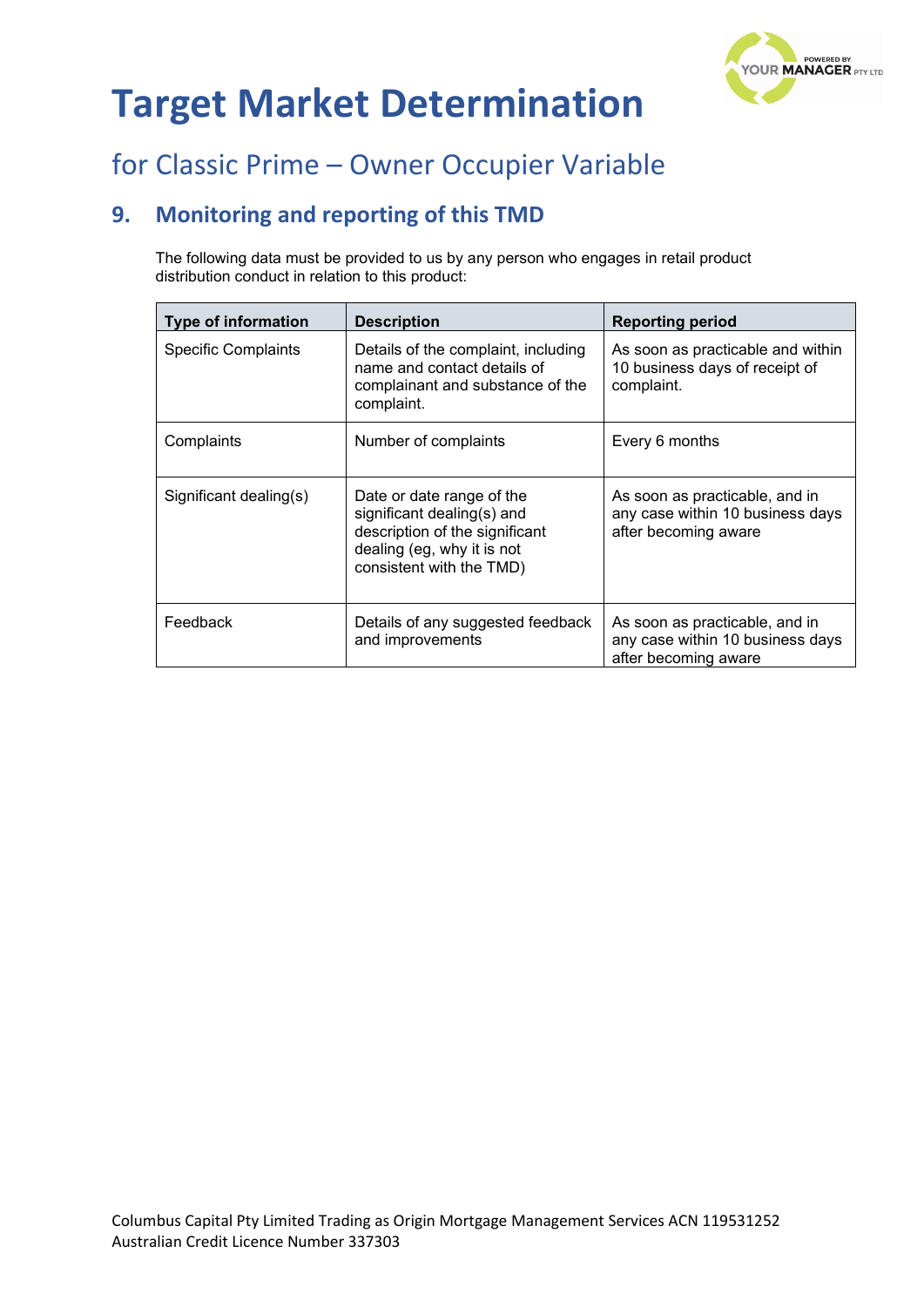# Target Market Determination

## for Classic Prime – Owner Occupier Variable

## 9. Monitoring and reporting of this TMD

The following data must be provided to us by any person who engages in retail product distribution conduct in relation to this product:

| Type of information | Description | Reporting period |
|---|---|---|
| Specific Complaints | Details of the complaint, including name and contact details of complainant and substance of the complaint. | As soon as practicable and within 10 business days of receipt of complaint. |
| Complaints | Number of complaints | Every 6 months |
| Significant dealing(s) | Date or date range of the significant dealing(s) and description of the significant dealing (eg, why it is not consistent with the TMD) | As soon as practicable, and in any case within 10 business days after becoming aware |
| Feedback | Details of any suggested feedback and improvements | As soon as practicable, and in any case within 10 business days after becoming aware |

Columbus Capital Pty Limited Trading as Origin Mortgage Management Services ACN 119531252
Australian Credit Licence Number 337303